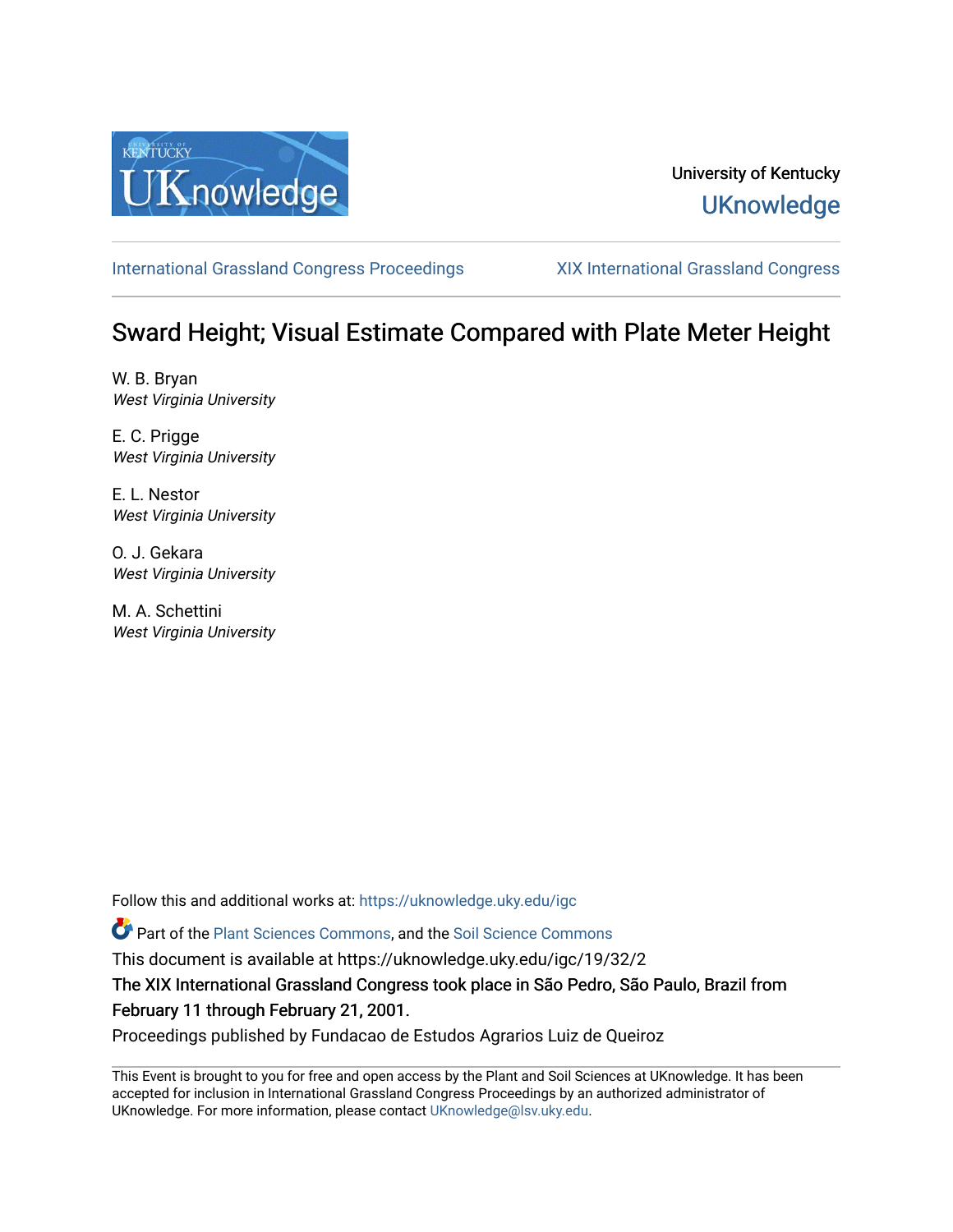University of Kentucky

UKnowledge

International Grassland Congress Proceedings

XIX International Grassland Congress

# Sward Height; Visual Estimate Compared with Plate Meter Height

W. B. Bryan
*West Virginia University*

E. C. Prigge
*West Virginia University*

E. L. Nestor
*West Virginia University*

O. J. Gekara
*West Virginia University*

M. A. Schettini
*West Virginia University*

Follow this and additional works at: https://uknowledge.uky.edu/igc

Part of the Plant Sciences Commons, and the Soil Science Commons

This document is available at https://uknowledge.uky.edu/igc/19/32/2

The XIX International Grassland Congress took place in São Pedro, São Paulo, Brazil from February 11 through February 21, 2001.

Proceedings published by Fundacao de Estudos Agrarios Luiz de Queiroz

This Event is brought to you for free and open access by the Plant and Soil Sciences at UKnowledge. It has been accepted for inclusion in International Grassland Congress Proceedings by an authorized administrator of UKnowledge. For more information, please contact UKnowledge@lsv.uky.edu.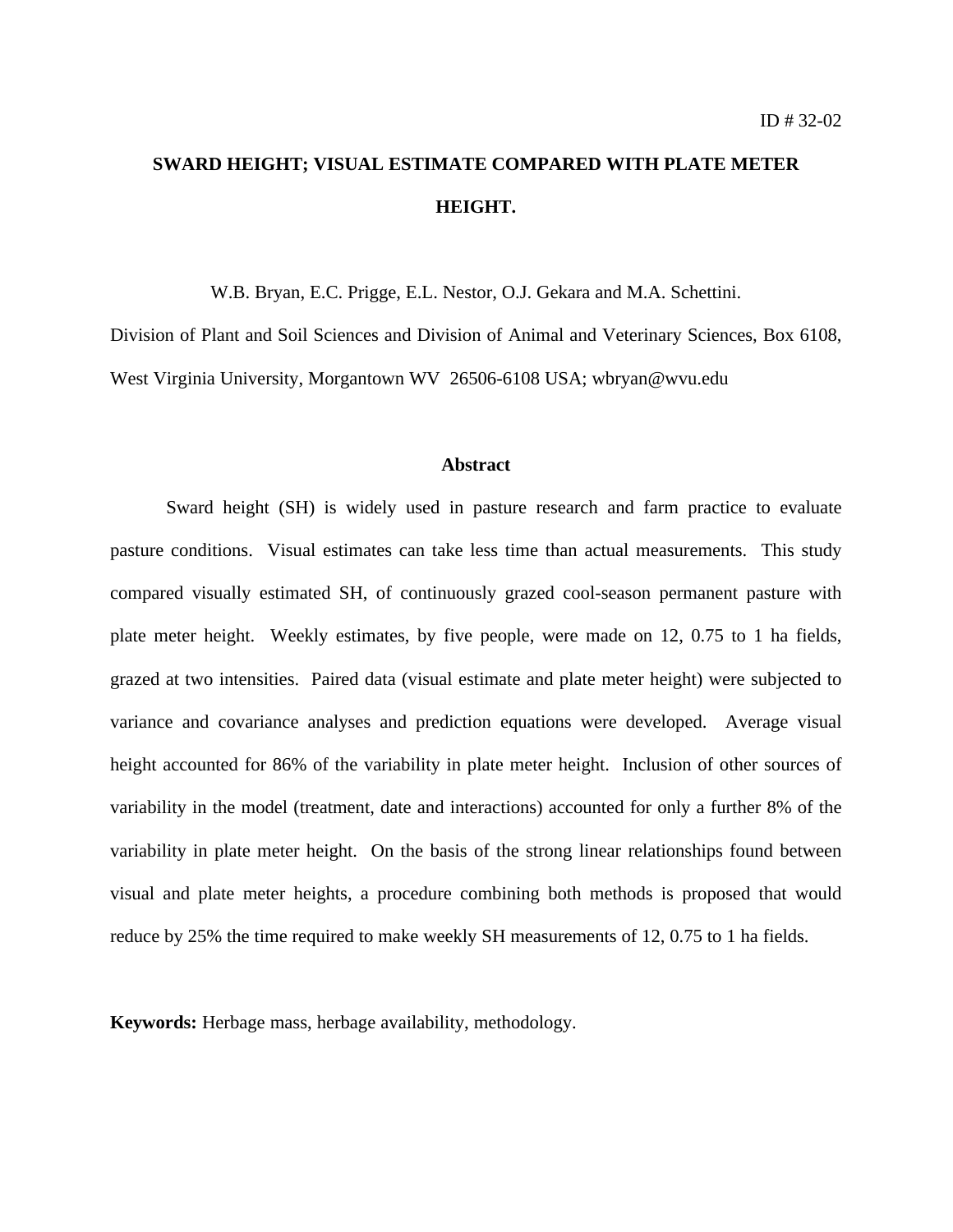ID # 32-02

# SWARD HEIGHT; VISUAL ESTIMATE COMPARED WITH PLATE METER HEIGHT.

W.B. Bryan, E.C. Prigge, E.L. Nestor, O.J. Gekara and M.A. Schettini.

Division of Plant and Soil Sciences and Division of Animal and Veterinary Sciences, Box 6108, West Virginia University, Morgantown WV 26506-6108 USA; wbryan@wvu.edu

## Abstract

Sward height (SH) is widely used in pasture research and farm practice to evaluate pasture conditions. Visual estimates can take less time than actual measurements. This study compared visually estimated SH, of continuously grazed cool-season permanent pasture with plate meter height. Weekly estimates, by five people, were made on 12, 0.75 to 1 ha fields, grazed at two intensities. Paired data (visual estimate and plate meter height) were subjected to variance and covariance analyses and prediction equations were developed. Average visual height accounted for 86% of the variability in plate meter height. Inclusion of other sources of variability in the model (treatment, date and interactions) accounted for only a further 8% of the variability in plate meter height. On the basis of the strong linear relationships found between visual and plate meter heights, a procedure combining both methods is proposed that would reduce by 25% the time required to make weekly SH measurements of 12, 0.75 to 1 ha fields.

**Keywords:** Herbage mass, herbage availability, methodology.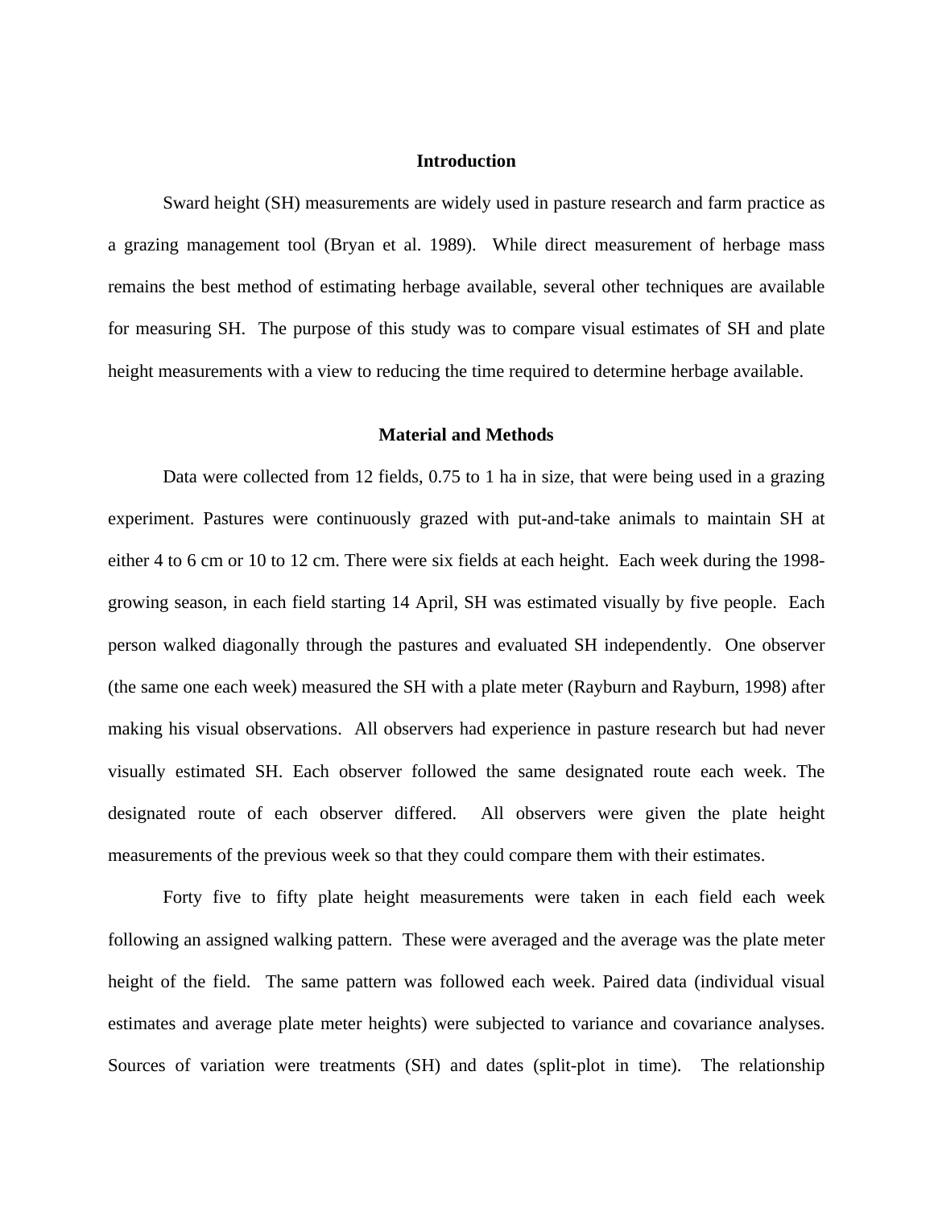## Introduction

Sward height (SH) measurements are widely used in pasture research and farm practice as a grazing management tool (Bryan et al. 1989). While direct measurement of herbage mass remains the best method of estimating herbage available, several other techniques are available for measuring SH. The purpose of this study was to compare visual estimates of SH and plate height measurements with a view to reducing the time required to determine herbage available.

## Material and Methods

Data were collected from 12 fields, 0.75 to 1 ha in size, that were being used in a grazing experiment. Pastures were continuously grazed with put-and-take animals to maintain SH at either 4 to 6 cm or 10 to 12 cm. There were six fields at each height. Each week during the 1998-growing season, in each field starting 14 April, SH was estimated visually by five people. Each person walked diagonally through the pastures and evaluated SH independently. One observer (the same one each week) measured the SH with a plate meter (Rayburn and Rayburn, 1998) after making his visual observations. All observers had experience in pasture research but had never visually estimated SH. Each observer followed the same designated route each week. The designated route of each observer differed. All observers were given the plate height measurements of the previous week so that they could compare them with their estimates.

Forty five to fifty plate height measurements were taken in each field each week following an assigned walking pattern. These were averaged and the average was the plate meter height of the field. The same pattern was followed each week. Paired data (individual visual estimates and average plate meter heights) were subjected to variance and covariance analyses. Sources of variation were treatments (SH) and dates (split-plot in time). The relationship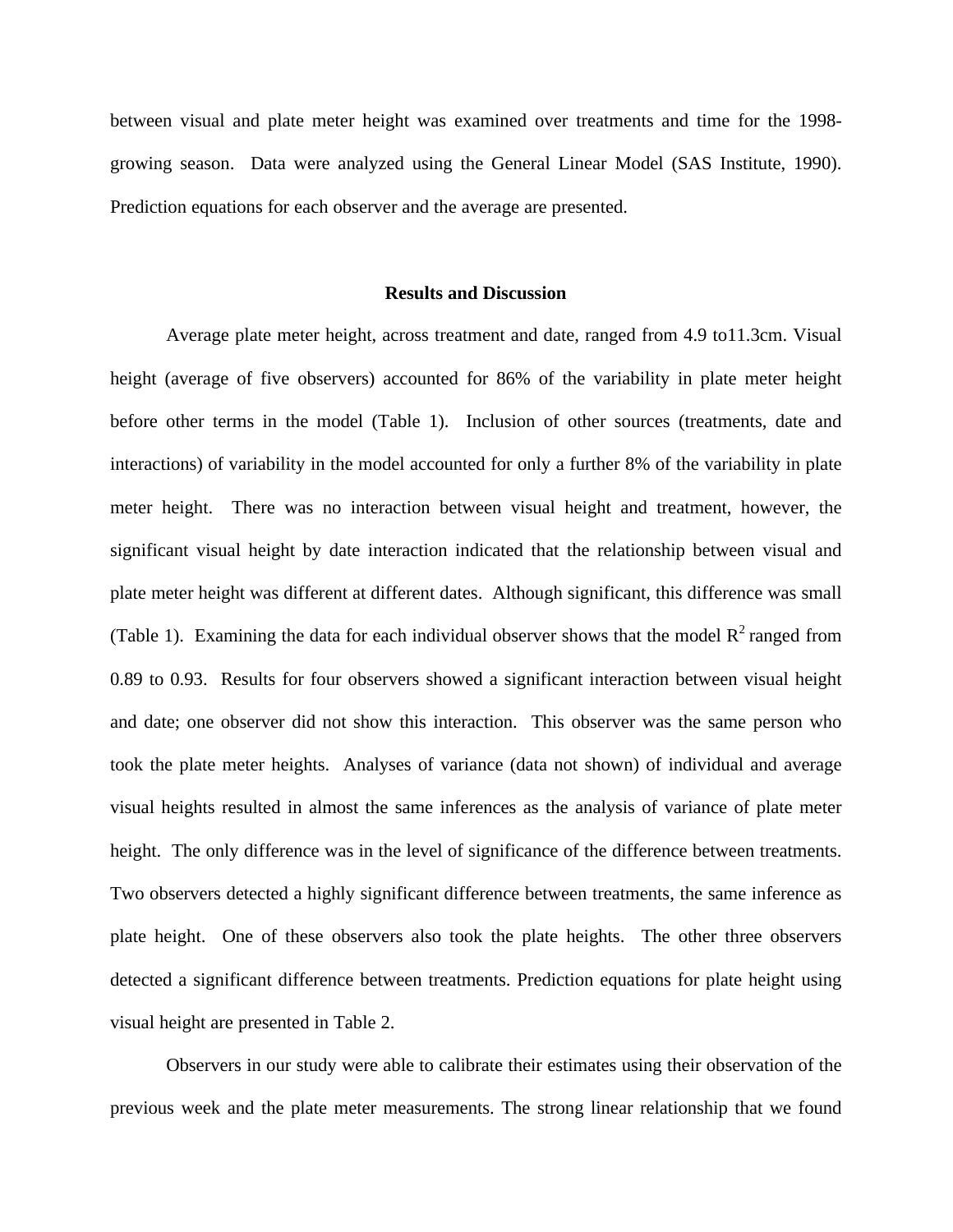between visual and plate meter height was examined over treatments and time for the 1998-growing season. Data were analyzed using the General Linear Model (SAS Institute, 1990). Prediction equations for each observer and the average are presented.

### Results and Discussion

Average plate meter height, across treatment and date, ranged from 4.9 to11.3cm. Visual height (average of five observers) accounted for 86% of the variability in plate meter height before other terms in the model (Table 1). Inclusion of other sources (treatments, date and interactions) of variability in the model accounted for only a further 8% of the variability in plate meter height. There was no interaction between visual height and treatment, however, the significant visual height by date interaction indicated that the relationship between visual and plate meter height was different at different dates. Although significant, this difference was small (Table 1). Examining the data for each individual observer shows that the model $R^2$ ranged from 0.89 to 0.93. Results for four observers showed a significant interaction between visual height and date; one observer did not show this interaction. This observer was the same person who took the plate meter heights. Analyses of variance (data not shown) of individual and average visual heights resulted in almost the same inferences as the analysis of variance of plate meter height. The only difference was in the level of significance of the difference between treatments. Two observers detected a highly significant difference between treatments, the same inference as plate height. One of these observers also took the plate heights. The other three observers detected a significant difference between treatments. Prediction equations for plate height using visual height are presented in Table 2.

Observers in our study were able to calibrate their estimates using their observation of the previous week and the plate meter measurements. The strong linear relationship that we found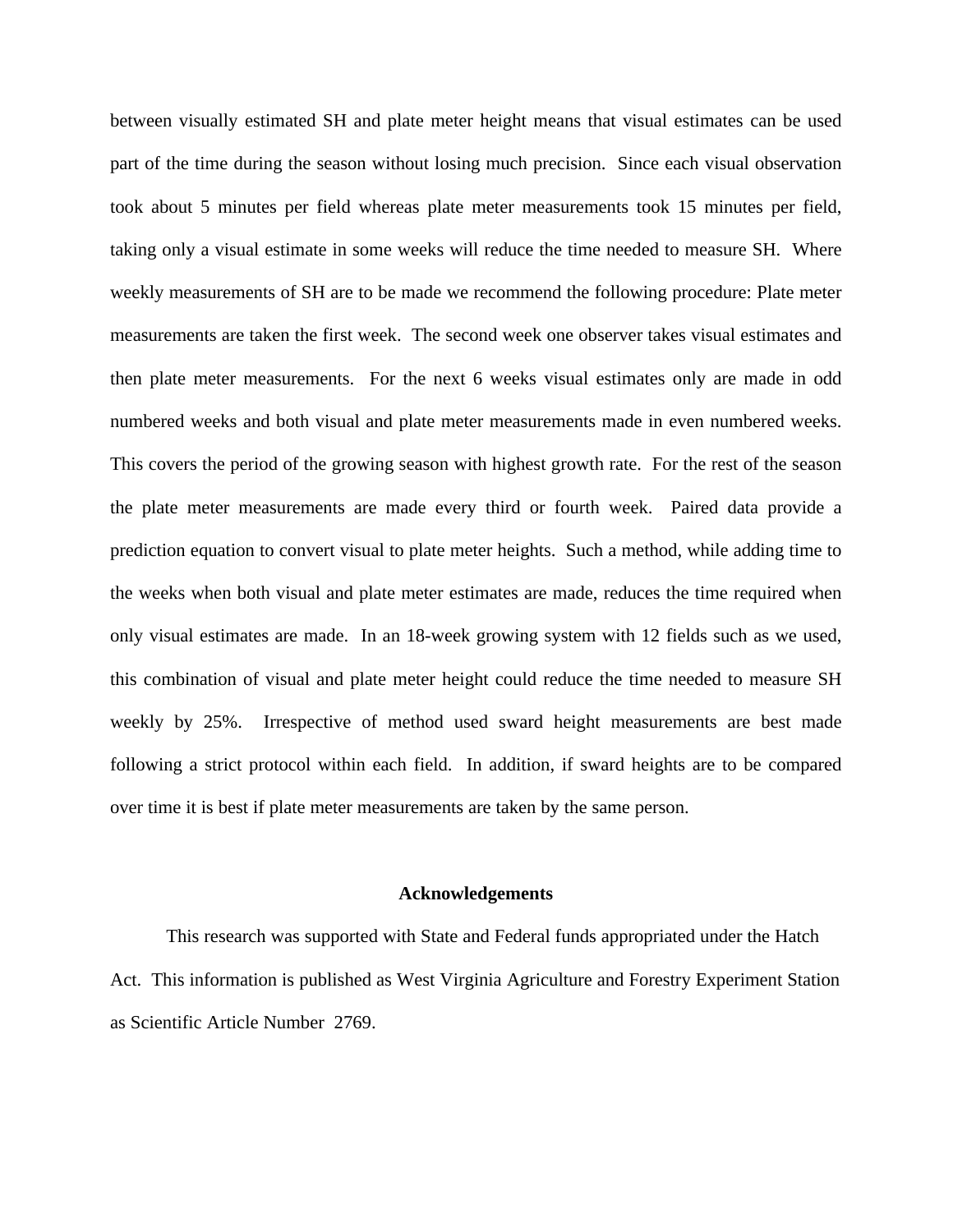between visually estimated SH and plate meter height means that visual estimates can be used part of the time during the season without losing much precision. Since each visual observation took about 5 minutes per field whereas plate meter measurements took 15 minutes per field, taking only a visual estimate in some weeks will reduce the time needed to measure SH. Where weekly measurements of SH are to be made we recommend the following procedure: Plate meter measurements are taken the first week. The second week one observer takes visual estimates and then plate meter measurements. For the next 6 weeks visual estimates only are made in odd numbered weeks and both visual and plate meter measurements made in even numbered weeks. This covers the period of the growing season with highest growth rate. For the rest of the season the plate meter measurements are made every third or fourth week. Paired data provide a prediction equation to convert visual to plate meter heights. Such a method, while adding time to the weeks when both visual and plate meter estimates are made, reduces the time required when only visual estimates are made. In an 18-week growing system with 12 fields such as we used, this combination of visual and plate meter height could reduce the time needed to measure SH weekly by 25%. Irrespective of method used sward height measurements are best made following a strict protocol within each field. In addition, if sward heights are to be compared over time it is best if plate meter measurements are taken by the same person.

## Acknowledgements

This research was supported with State and Federal funds appropriated under the Hatch Act. This information is published as West Virginia Agriculture and Forestry Experiment Station as Scientific Article Number 2769.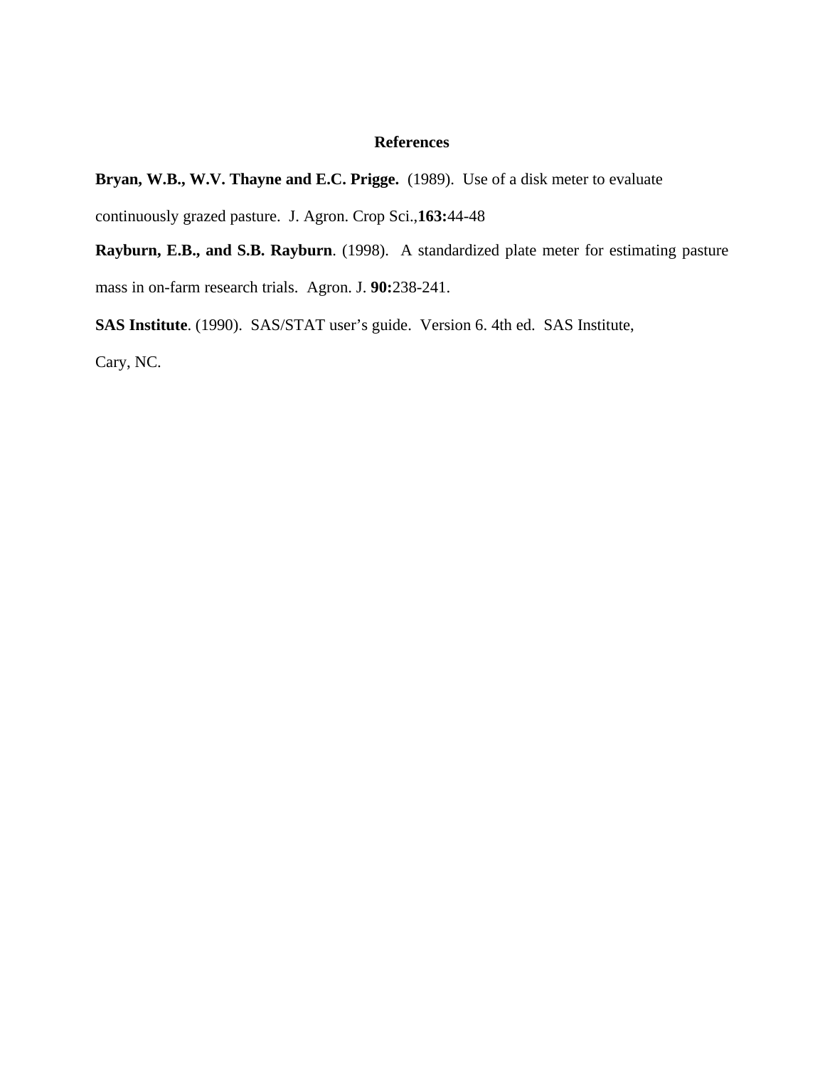## References

**Bryan, W.B., W.V. Thayne and E.C. Prigge.** (1989). Use of a disk meter to evaluate continuously grazed pasture. J. Agron. Crop Sci.,**163:**44-48

**Rayburn, E.B., and S.B. Rayburn**. (1998). A standardized plate meter for estimating pasture mass in on-farm research trials. Agron. J. **90:**238-241.

**SAS Institute**. (1990). SAS/STAT user's guide. Version 6. 4th ed. SAS Institute, Cary, NC.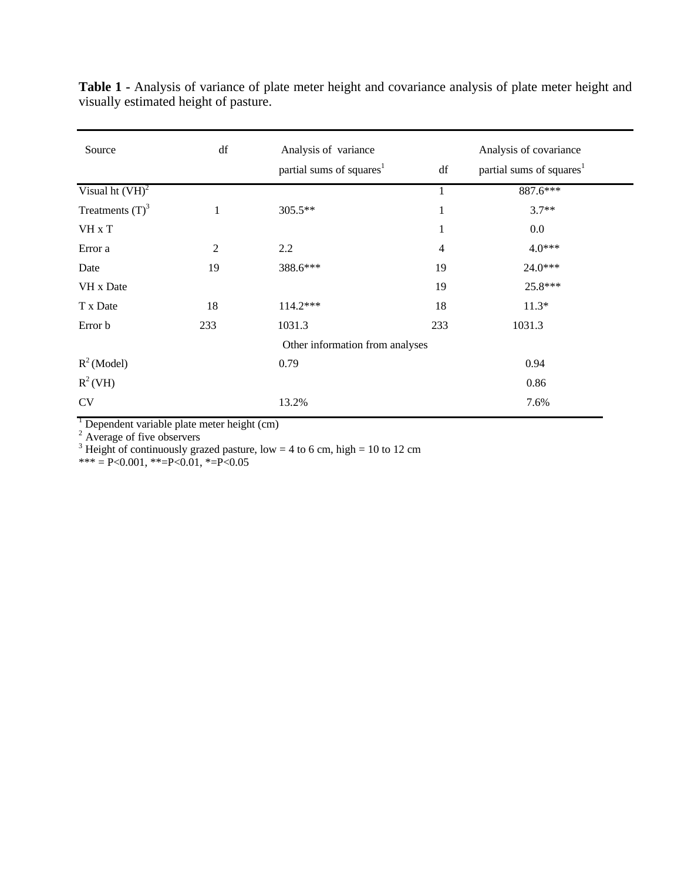**Table 1 -** Analysis of variance of plate meter height and covariance analysis of plate meter height and visually estimated height of pasture.

| Source | df | Analysis of variance partial sums of squares[1] | df | Analysis of covariance partial sums of squares[1] |
|---|---|---|---|---|
| Visual ht (VH)[2] | | | 1 | 887.6*** |
| Treatments (T)[3] | 1 | 305.5** | 1 | 3.7** |
| VH x T | | | 1 | 0.0 |
| Error a | 2 | 2.2 | 4 | 4.0*** |
| Date | 19 | 388.6*** | 19 | 24.0*** |
| VH x Date | | | 19 | 25.8*** |
| T x Date | 18 | 114.2*** | 18 | 11.3* |
| Error b | 233 | 1031.3 | 233 | 1031.3 |
| | | Other information from analyses | | |
| $R^2$ (Model) | | 0.79 | | 0.94 |
| $R^2$ (VH) | | | | 0.86 |
| CV | | 13.2% | | 7.6% |

[1] Dependent variable plate meter height (cm)
[2] Average of five observers
[3] Height of continuously grazed pasture, low = 4 to 6 cm, high = 10 to 12 cm
*** = P<0.001, **=P<0.01, *=P<0.05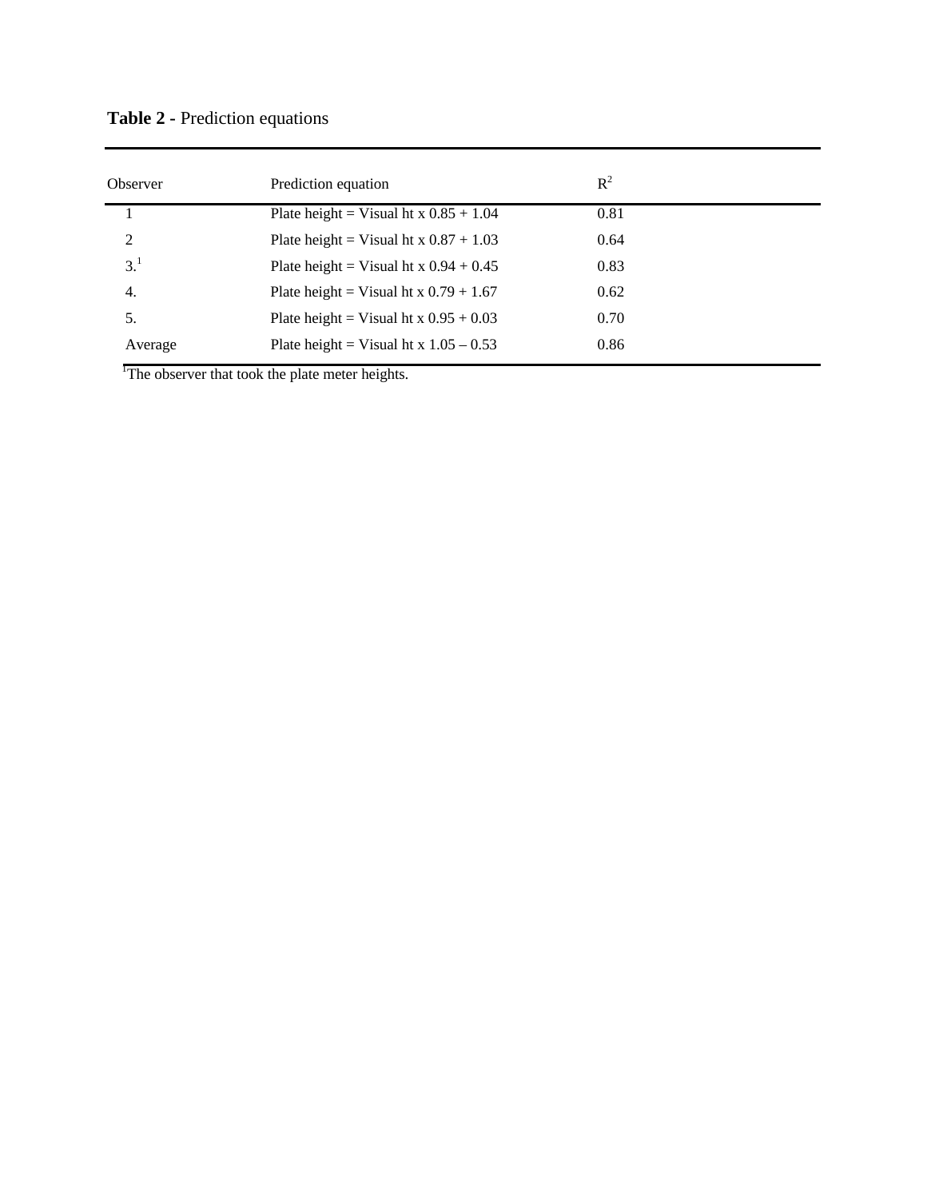**Table 2 -** Prediction equations

| Observer | Prediction equation | $R^2$ |
|---|---|---|
| 1 | Plate height = Visual ht x 0.85 + 1.04 | 0.81 |
| 2 | Plate height = Visual ht x 0.87 + 1.03 | 0.64 |
| 3.[1] | Plate height = Visual ht x 0.94 + 0.45 | 0.83 |
| 4. | Plate height = Visual ht x 0.79 + 1.67 | 0.62 |
| 5. | Plate height = Visual ht x 0.95 + 0.03 | 0.70 |
| Average | Plate height = Visual ht x 1.05 – 0.53 | 0.86 |

[1]The observer that took the plate meter heights.